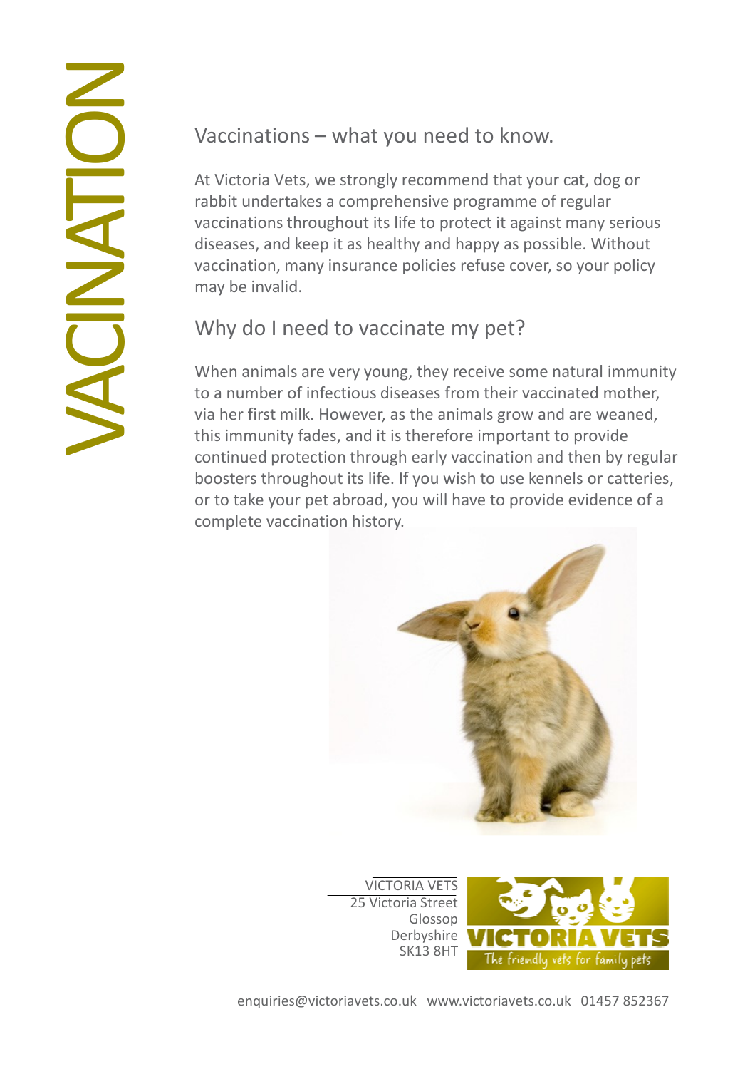# VACINATION

## Vaccinations – what you need to know.

At Victoria Vets, we strongly recommend that your cat, dog or rabbit undertakes a comprehensive programme of regular vaccinations throughout its life to protect it against many serious diseases, and keep it as healthy and happy as possible. Without vaccination, many insurance policies refuse cover, so your policy may be invalid.

## Why do I need to vaccinate my pet?

When animals are very young, they receive some natural immunity to a number of infectious diseases from their vaccinated mother, via her first milk. However, as the animals grow and are weaned, this immunity fades, and it is therefore important to provide continued protection through early vaccination and then by regular boosters throughout its life. If you wish to use kennels or catteries, or to take your pet abroad, you will have to provide evidence of a complete vaccination history.

VICTORIA VETS
25 Victoria Street
Glossop
Derbyshire
SK13 8HT

VICTORIA VETS
The friendly vets for family pets

enquiries@victoriavets.co.uk www.victoriavets.co.uk 01457 852367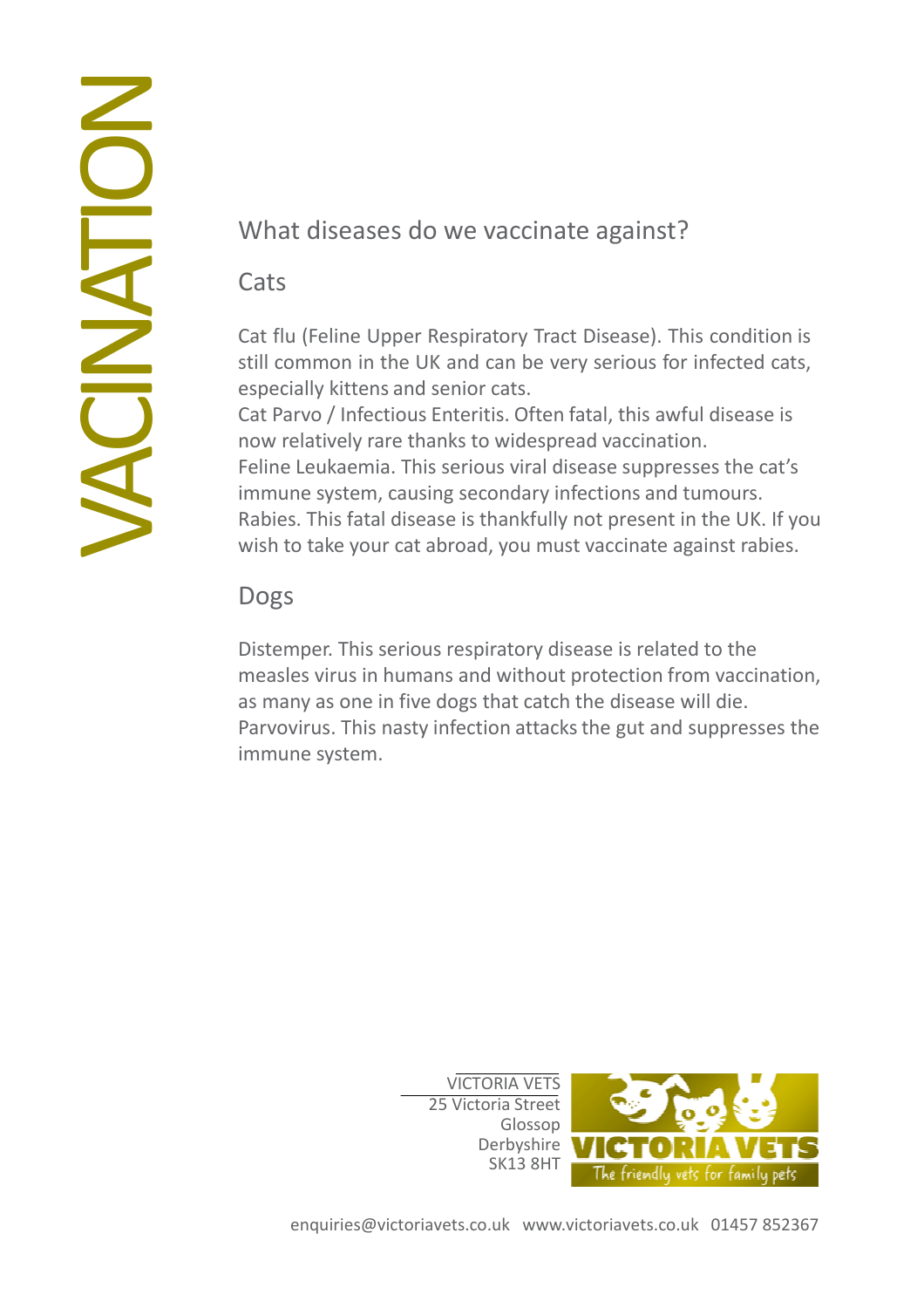# VACINATION

## What diseases do we vaccinate against?

### Cats

Cat flu (Feline Upper Respiratory Tract Disease). This condition is still common in the UK and can be very serious for infected cats, especially kittens and senior cats.
Cat Parvo / Infectious Enteritis. Often fatal, this awful disease is now relatively rare thanks to widespread vaccination.
Feline Leukaemia. This serious viral disease suppresses the cat's immune system, causing secondary infections and tumours.
Rabies. This fatal disease is thankfully not present in the UK. If you wish to take your cat abroad, you must vaccinate against rabies.

### Dogs

Distemper. This serious respiratory disease is related to the measles virus in humans and without protection from vaccination, as many as one in five dogs that catch the disease will die.
Parvovirus. This nasty infection attacks the gut and suppresses the immune system.

VICTORIA VETS
25 Victoria Street
Glossop
Derbyshire
SK13 8HT

VICTORIA VETS
The friendly vets for family pets

enquiries@victoriavets.co.uk www.victoriavets.co.uk 01457 852367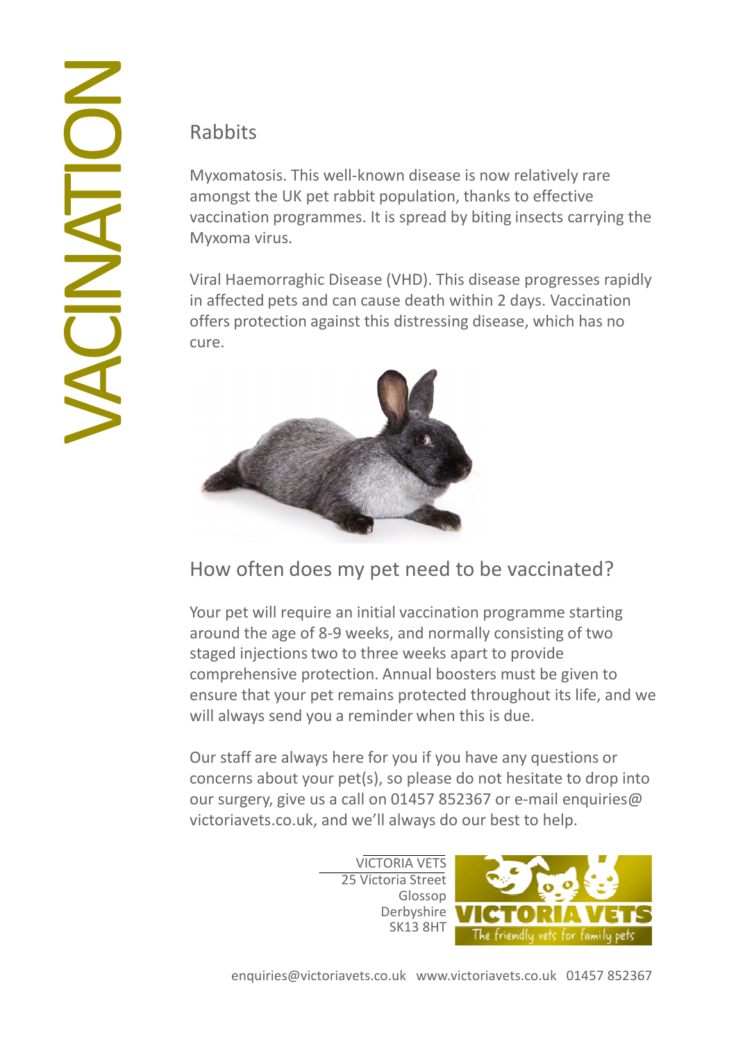# VACINATION

## Rabbits

Myxomatosis. This well-known disease is now relatively rare amongst the UK pet rabbit population, thanks to effective vaccination programmes. It is spread by biting insects carrying the Myxoma virus.

Viral Haemorraghic Disease (VHD). This disease progresses rapidly in affected pets and can cause death within 2 days. Vaccination offers protection against this distressing disease, which has no cure.

## How often does my pet need to be vaccinated?

Your pet will require an initial vaccination programme starting around the age of 8-9 weeks, and normally consisting of two staged injections two to three weeks apart to provide comprehensive protection. Annual boosters must be given to ensure that your pet remains protected throughout its life, and we will always send you a reminder when this is due.

Our staff are always here for you if you have any questions or concerns about your pet(s), so please do not hesitate to drop into our surgery, give us a call on 01457 852367 or e-mail enquiries@ victoriavets.co.uk, and we'll always do our best to help.

VICTORIA VETS
25 Victoria Street
Glossop
Derbyshire
SK13 8HT

VICTORIA VETS
The friendly vets for family pets

enquiries@victoriavets.co.uk www.victoriavets.co.uk 01457 852367